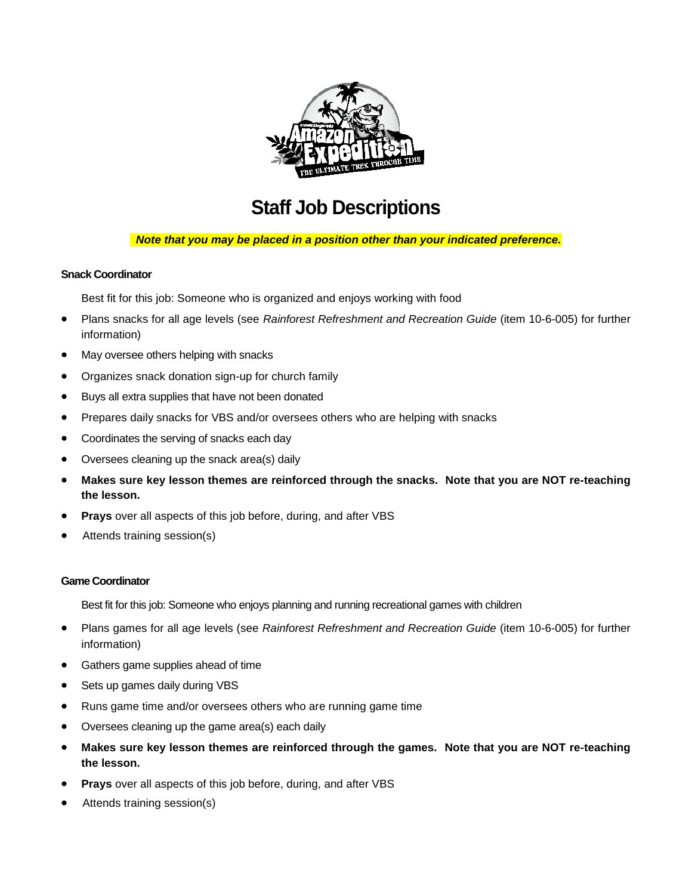# Staff Job Descriptions

***Note that you may be placed in a position other than your indicated preference.***

### Snack Coordinator

Best fit for this job: Someone who is organized and enjoys working with food

- Plans snacks for all age levels (see *Rainforest Refreshment and Recreation Guide* (item 10-6-005) for further information)
- May oversee others helping with snacks
- Organizes snack donation sign-up for church family
- Buys all extra supplies that have not been donated
- Prepares daily snacks for VBS and/or oversees others who are helping with snacks
- Coordinates the serving of snacks each day
- Oversees cleaning up the snack area(s) daily
- **Makes sure key lesson themes are reinforced through the snacks. Note that you are NOT re-teaching the lesson.**
- **Prays** over all aspects of this job before, during, and after VBS
- Attends training session(s)

### Game Coordinator

Best fit for this job: Someone who enjoys planning and running recreational games with children

- Plans games for all age levels (see *Rainforest Refreshment and Recreation Guide* (item 10-6-005) for further information)
- Gathers game supplies ahead of time
- Sets up games daily during VBS
- Runs game time and/or oversees others who are running game time
- Oversees cleaning up the game area(s) each daily
- **Makes sure key lesson themes are reinforced through the games. Note that you are NOT re-teaching the lesson.**
- **Prays** over all aspects of this job before, during, and after VBS
- Attends training session(s)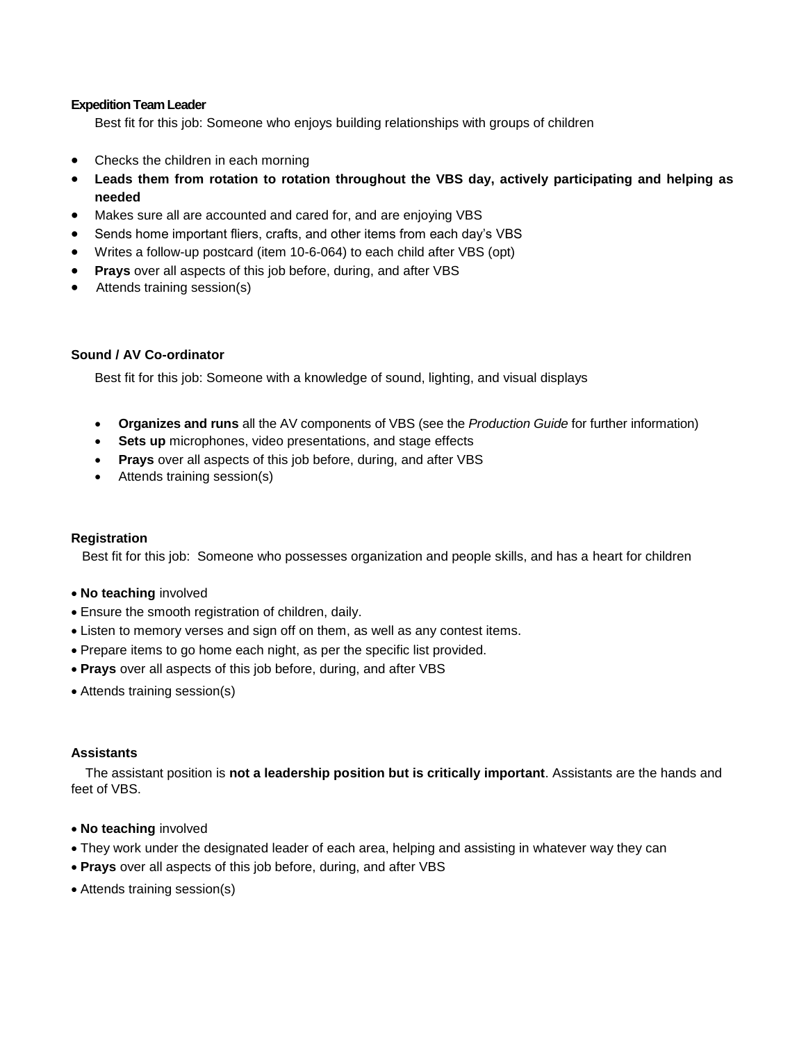**Expedition Team Leader**

Best fit for this job: Someone who enjoys building relationships with groups of children

- Checks the children in each morning
- **Leads them from rotation to rotation throughout the VBS day, actively participating and helping as needed**
- Makes sure all are accounted and cared for, and are enjoying VBS
- Sends home important fliers, crafts, and other items from each day's VBS
- Writes a follow-up postcard (item 10-6-064) to each child after VBS (opt)
- **Prays** over all aspects of this job before, during, and after VBS
- Attends training session(s)

**Sound / AV Co-ordinator**

Best fit for this job: Someone with a knowledge of sound, lighting, and visual displays

- **Organizes and runs** all the AV components of VBS (see the *Production Guide* for further information)
- **Sets up** microphones, video presentations, and stage effects
- **Prays** over all aspects of this job before, during, and after VBS
- Attends training session(s)

**Registration**

Best fit for this job: Someone who possesses organization and people skills, and has a heart for children

- **No teaching** involved
- Ensure the smooth registration of children, daily.
- Listen to memory verses and sign off on them, as well as any contest items.
- Prepare items to go home each night, as per the specific list provided.
- **Prays** over all aspects of this job before, during, and after VBS
- Attends training session(s)

**Assistants**

The assistant position is **not a leadership position but is critically important**. Assistants are the hands and feet of VBS.

- **No teaching** involved
- They work under the designated leader of each area, helping and assisting in whatever way they can
- **Prays** over all aspects of this job before, during, and after VBS
- Attends training session(s)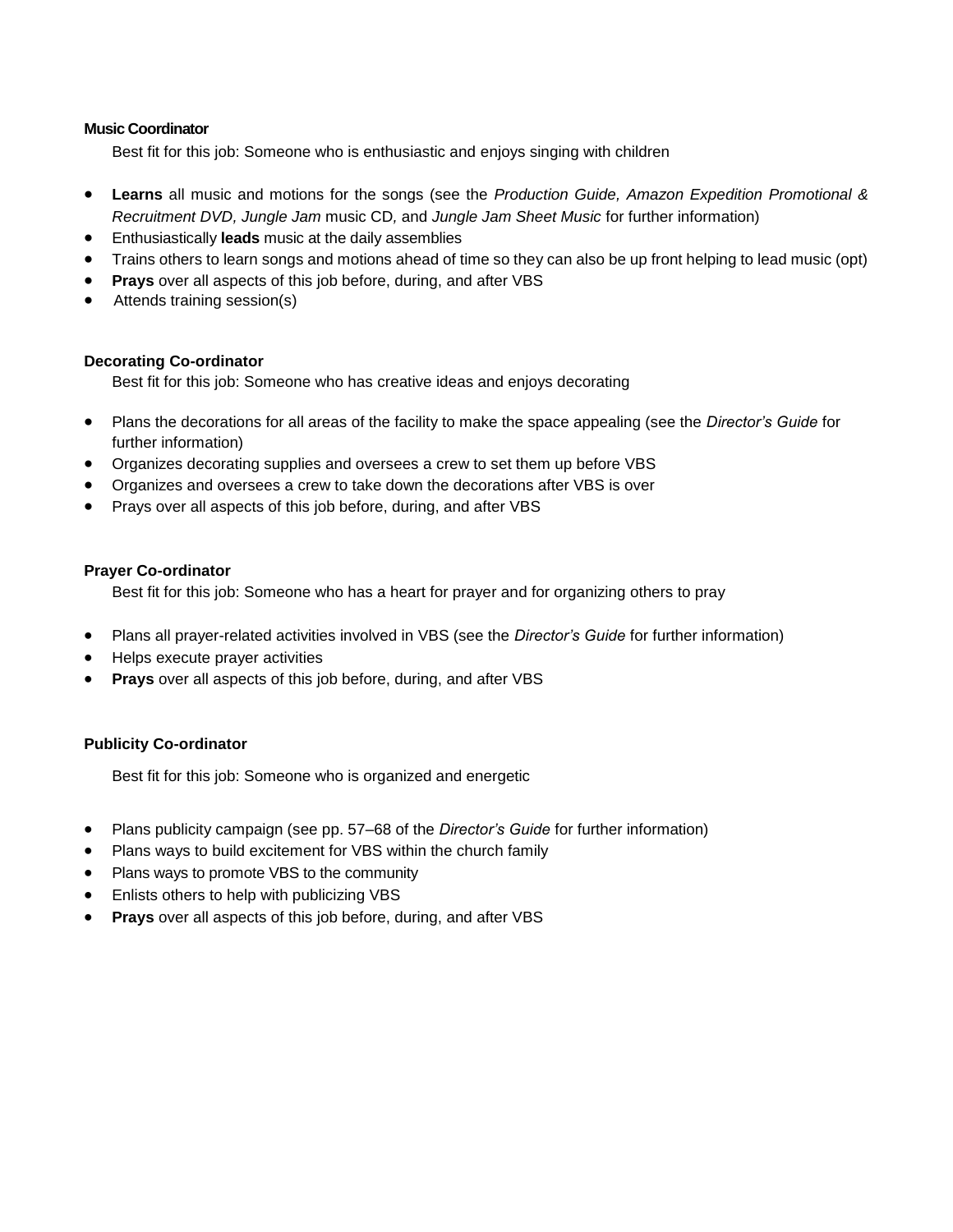**Music Coordinator**

Best fit for this job: Someone who is enthusiastic and enjoys singing with children

- **Learns** all music and motions for the songs (see the *Production Guide, Amazon Expedition Promotional & Recruitment DVD, Jungle Jam* music CD*,* and *Jungle Jam Sheet Music* for further information)
- Enthusiastically **leads** music at the daily assemblies
- Trains others to learn songs and motions ahead of time so they can also be up front helping to lead music (opt)
- **Prays** over all aspects of this job before, during, and after VBS
- Attends training session(s)

**Decorating Co-ordinator**

Best fit for this job: Someone who has creative ideas and enjoys decorating

- Plans the decorations for all areas of the facility to make the space appealing (see the *Director's Guide* for further information)
- Organizes decorating supplies and oversees a crew to set them up before VBS
- Organizes and oversees a crew to take down the decorations after VBS is over
- Prays over all aspects of this job before, during, and after VBS

**Prayer Co-ordinator**

Best fit for this job: Someone who has a heart for prayer and for organizing others to pray

- Plans all prayer-related activities involved in VBS (see the *Director's Guide* for further information)
- Helps execute prayer activities
- **Prays** over all aspects of this job before, during, and after VBS

**Publicity Co-ordinator**

Best fit for this job: Someone who is organized and energetic

- Plans publicity campaign (see pp. 57–68 of the *Director's Guide* for further information)
- Plans ways to build excitement for VBS within the church family
- Plans ways to promote VBS to the community
- Enlists others to help with publicizing VBS
- **Prays** over all aspects of this job before, during, and after VBS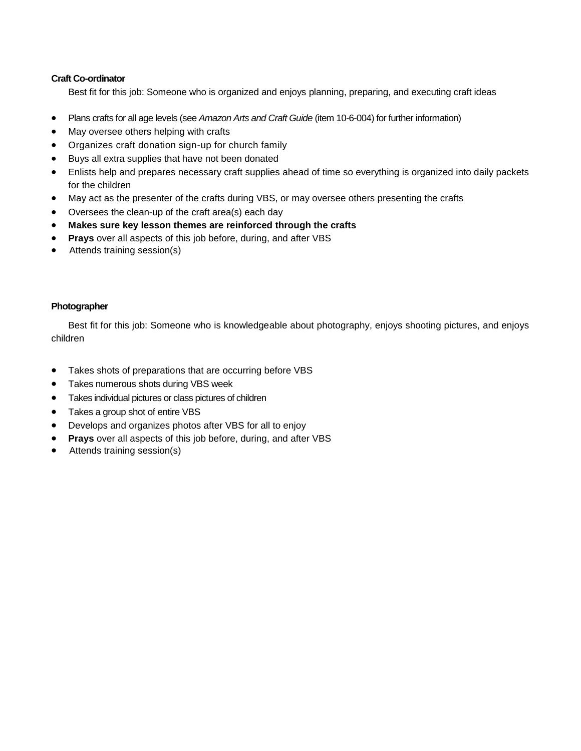**Craft Co-ordinator**

Best fit for this job: Someone who is organized and enjoys planning, preparing, and executing craft ideas

- Plans crafts for all age levels (see *Amazon Arts and Craft Guide* (item 10-6-004) for further information)
- May oversee others helping with crafts
- Organizes craft donation sign-up for church family
- Buys all extra supplies that have not been donated
- Enlists help and prepares necessary craft supplies ahead of time so everything is organized into daily packets for the children
- May act as the presenter of the crafts during VBS, or may oversee others presenting the crafts
- Oversees the clean-up of the craft area(s) each day
- **Makes sure key lesson themes are reinforced through the crafts**
- **Prays** over all aspects of this job before, during, and after VBS
- Attends training session(s)

**Photographer**

Best fit for this job: Someone who is knowledgeable about photography, enjoys shooting pictures, and enjoys children

- Takes shots of preparations that are occurring before VBS
- Takes numerous shots during VBS week
- Takes individual pictures or class pictures of children
- Takes a group shot of entire VBS
- Develops and organizes photos after VBS for all to enjoy
- **Prays** over all aspects of this job before, during, and after VBS
- Attends training session(s)